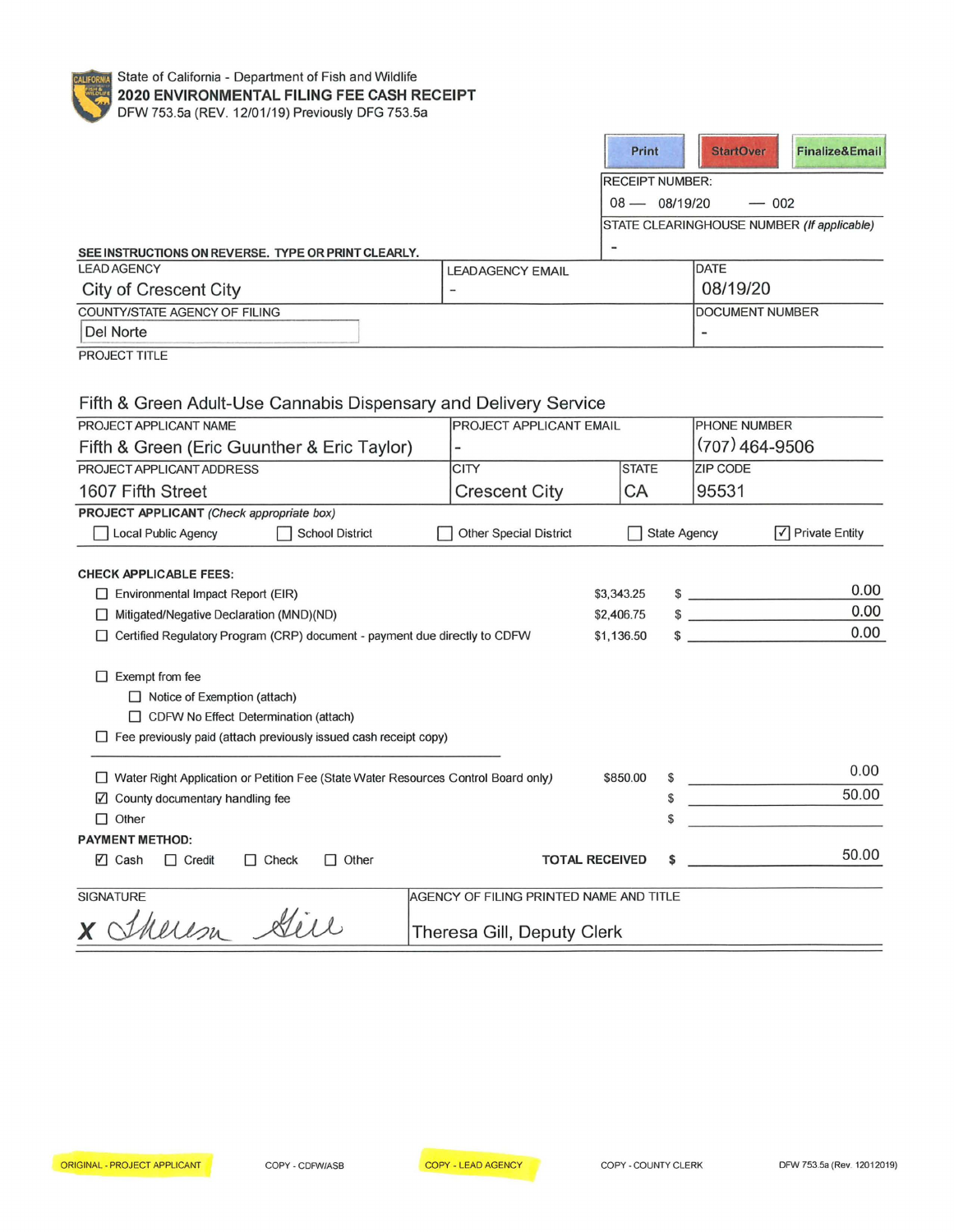State of California - Department of Fish and Wildlife

# 2020 ENVIRONMENTAL FILING FEE CASH RECEIPT

DFW 753.5a (REV. 12/01/19) Previously DFG 753.5a

Print | StartOver | Finalize&Email

RECEIPT NUMBER: 08 — 08/19/20 — 002

STATE CLEARINGHOUSE NUMBER *(If applicable)*: -

**SEE INSTRUCTIONS ON REVERSE. TYPE OR PRINT CLEARLY.**

| LEAD AGENCY | LEADAGENCY EMAIL | DATE |
|---|---|---|
| City of Crescent City | - | 08/19/20 |

| COUNTY/STATE AGENCY OF FILING | DOCUMENT NUMBER |
|---|---|
| Del Norte | - |

PROJECT TITLE

Fifth & Green Adult-Use Cannabis Dispensary and Delivery Service

| PROJECT APPLICANT NAME | PROJECT APPLICANT EMAIL | PHONE NUMBER |
|---|---|---|
| Fifth & Green (Eric Guunther & Eric Taylor) | - | (707) 464-9506 |

| PROJECT APPLICANT ADDRESS | CITY | STATE | ZIP CODE |
|---|---|---|---|
| 1607 Fifth Street | Crescent City | CA | 95531 |

**PROJECT APPLICANT** *(Check appropriate box)*

☐ Local Public Agency ☐ School District ☐ Other Special District ☐ State Agency ☑ Private Entity

**CHECK APPLICABLE FEES:**

| Fee | Amount | $ |
|---|---|---|
| ☐ Environmental Impact Report (EIR) | $3,343.25 | 0.00 |
| ☐ Mitigated/Negative Declaration (MND)(ND) | $2,406.75 | 0.00 |
| ☐ Certified Regulatory Program (CRP) document - payment due directly to CDFW | $1,136.50 | 0.00 |

☐ Exempt from fee
- ☐ Notice of Exemption (attach)
- ☐ CDFW No Effect Determination (attach)

☐ Fee previously paid (attach previously issued cash receipt copy)

| Fee | Amount | $ |
|---|---|---|
| ☐ Water Right Application or Petition Fee (State Water Resources Control Board only) | $850.00 | 0.00 |
| ☑ County documentary handling fee | | 50.00 |
| ☐ Other | | |

**PAYMENT METHOD:**

☑ Cash ☐ Credit ☐ Check ☐ Other

**TOTAL RECEIVED** $ 50.00

| SIGNATURE | AGENCY OF FILING PRINTED NAME AND TITLE |
|---|---|
| X Theresa Gill | Theresa Gill, Deputy Clerk |

ORIGINAL - PROJECT APPLICANT COPY - CDFW/ASB COPY - LEAD AGENCY COPY - COUNTY CLERK DFW 753.5a (Rev. 12012019)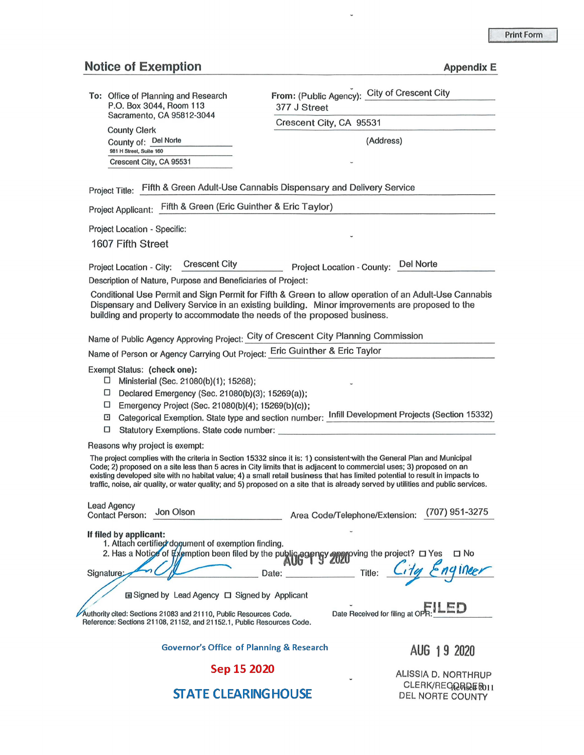Print Form

# Notice of Exemption

Appendix E

**To:** Office of Planning and Research
P.O. Box 3044, Room 113
Sacramento, CA 95812-3044

County Clerk
County of: Del Norte
981 H Street, Suite 160
Crescent City, CA 95531

**From:** (Public Agency): City of Crescent City
377 J Street
Crescent City, CA 95531
(Address)

Project Title: Fifth & Green Adult-Use Cannabis Dispensary and Delivery Service

Project Applicant: Fifth & Green (Eric Guinther & Eric Taylor)

Project Location - Specific:
1607 Fifth Street

Project Location - City: Crescent City    Project Location - County: Del Norte

Description of Nature, Purpose and Beneficiaries of Project:

Conditional Use Permit and Sign Permit for Fifth & Green to allow operation of an Adult-Use Cannabis Dispensary and Delivery Service in an existing building. Minor improvements are proposed to the building and property to accommodate the needs of the proposed business.

Name of Public Agency Approving Project: City of Crescent City Planning Commission

Name of Person or Agency Carrying Out Project: Eric Guinther & Eric Taylor

Exempt Status: **(check one):**

- ☐ Ministerial (Sec. 21080(b)(1); 15268);
- ☐ Declared Emergency (Sec. 21080(b)(3); 15269(a));
- ☐ Emergency Project (Sec. 21080(b)(4); 15269(b)(c));
- ☒ Categorical Exemption. State type and section number: Infill Development Projects (Section 15332)
- ☐ Statutory Exemptions. State code number:

Reasons why project is exempt:

The project complies with the criteria in Section 15332 since it is: 1) consistent with the General Plan and Municipal Code; 2) proposed on a site less than 5 acres in City limits that is adjacent to commercial uses; 3) proposed on an existing developed site with no habitat value; 4) a small retail business that has limited potential to result in impacts to traffic, noise, air quality, or water quality; and 5) proposed on a site that is already served by utilities and public services.

Lead Agency Contact Person: Jon Olson    Area Code/Telephone/Extension: (707) 951-3275

**If filed by applicant:**

1. Attach certified document of exemption finding.
2. Has a Notice of Exemption been filed by the public agency approving the project? ☐ Yes ☐ No

Signature: [signature]    Date: AUG 19 2020    Title: City Engineer

☒ Signed by Lead Agency ☐ Signed by Applicant

Authority cited: Sections 21083 and 21110, Public Resources Code.
Reference: Sections 21108, 21152, and 21152.1, Public Resources Code.

Date Received for filing at OPR:

Revised 2011

FILED
AUG 19 2020
ALISSIA D. NORTHRUP
CLERK/RECORDER
DEL NORTE COUNTY

Governor's Office of Planning & Research

Sep 15 2020

STATE CLEARINGHOUSE